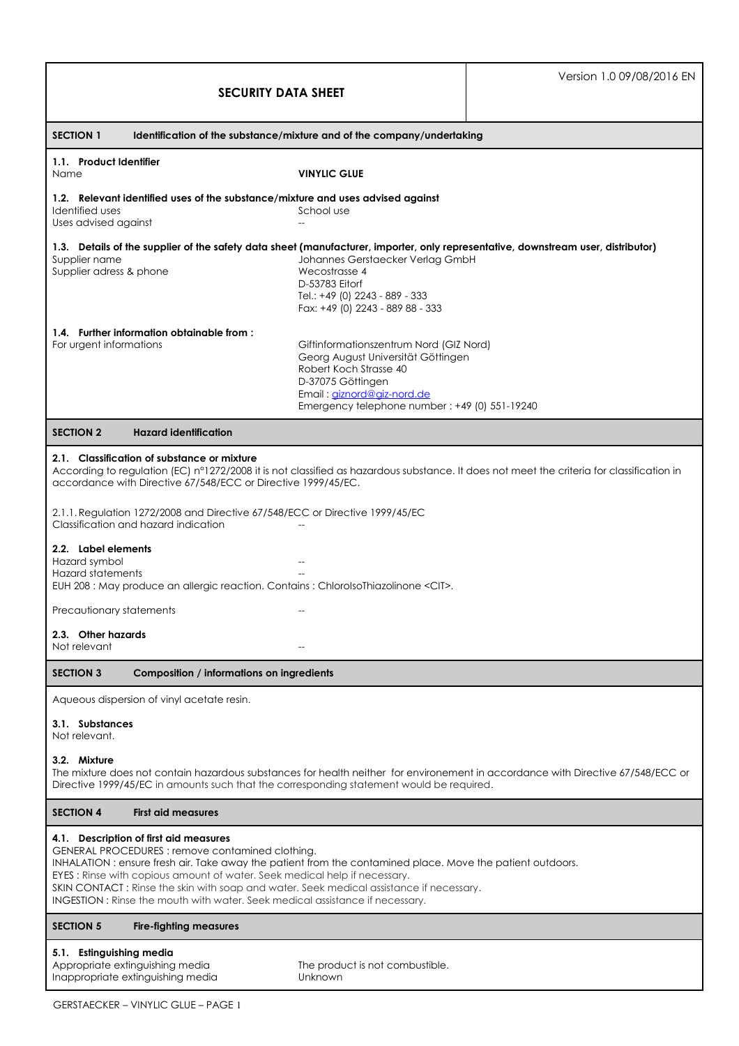Version 1.0 09/08/2016 EN

# SECURITY DATA SHEET

## SECTION 1 Identification of the substance/mixture and of the company/undertaking

### 1.1. Product Identifier

| | |
|---|---|
| Name | **VINYLIC GLUE** |

### 1.2. Relevant identified uses of the substance/mixture and uses advised against

| | |
|---|---|
| Identified uses | School use |
| Uses advised against | -- |

### 1.3. Details of the supplier of the safety data sheet (manufacturer, importer, only representative, downstream user, distributor)

| | |
|---|---|
| Supplier name | Johannes Gerstaecker Verlag GmbH |
| Supplier adress & phone | Wecostrasse 4<br>D-53783 Eitorf<br>Tel.: +49 (0) 2243 - 889 - 333<br>Fax: +49 (0) 2243 - 889 88 - 333 |

### 1.4. Further information obtainable from :

| | |
|---|---|
| For urgent informations | Giftinformationszentrum Nord (GIZ Nord)<br>Georg August Universität Göttingen<br>Robert Koch Strasse 40<br>D-37075 Göttingen<br>Email : giznord@giz-nord.de<br>Emergency telephone number : +49 (0) 551-19240 |

## SECTION 2 Hazard identification

### 2.1. Classification of substance or mixture

According to regulation (EC) n°1272/2008 it is not classified as hazardous substance. It does not meet the criteria for classification in accordance with Directive 67/548/ECC or Directive 1999/45/EC.

2.1.1. Regulation 1272/2008 and Directive 67/548/ECC or Directive 1999/45/EC

| | |
|---|---|
| Classification and hazard indication | -- |

### 2.2. Label elements

| | |
|---|---|
| Hazard symbol | -- |
| Hazard statements | -- |

EUH 208 : May produce an allergic reaction. Contains : ChloroIsoThiazolinone <CIT>.

| | |
|---|---|
| Precautionary statements | -- |

### 2.3. Other hazards

| | |
|---|---|
| Not relevant | -- |

## SECTION 3 Composition / informations on ingredients

Aqueous dispersion of vinyl acetate resin.

### 3.1. Substances

Not relevant.

### 3.2. Mixture

The mixture does not contain hazardous substances for health neither for environement in accordance with Directive 67/548/ECC or Directive 1999/45/EC in amounts such that the corresponding statement would be required.

## SECTION 4 First aid measures

### 4.1. Description of first aid measures

GENERAL PROCEDURES : remove contamined clothing.
INHALATION : ensure fresh air. Take away the patient from the contamined place. Move the patient outdoors.
EYES : Rinse with copious amount of water. Seek medical help if necessary.
SKIN CONTACT : Rinse the skin with soap and water. Seek medical assistance if necessary.
INGESTION : Rinse the mouth with water. Seek medical assistance if necessary.

## SECTION 5 Fire-fighting measures

### 5.1. Estinguishing media

| | |
|---|---|
| Appropriate extinguishing media | The product is not combustible. |
| Inappropriate extinguishing media | Unknown |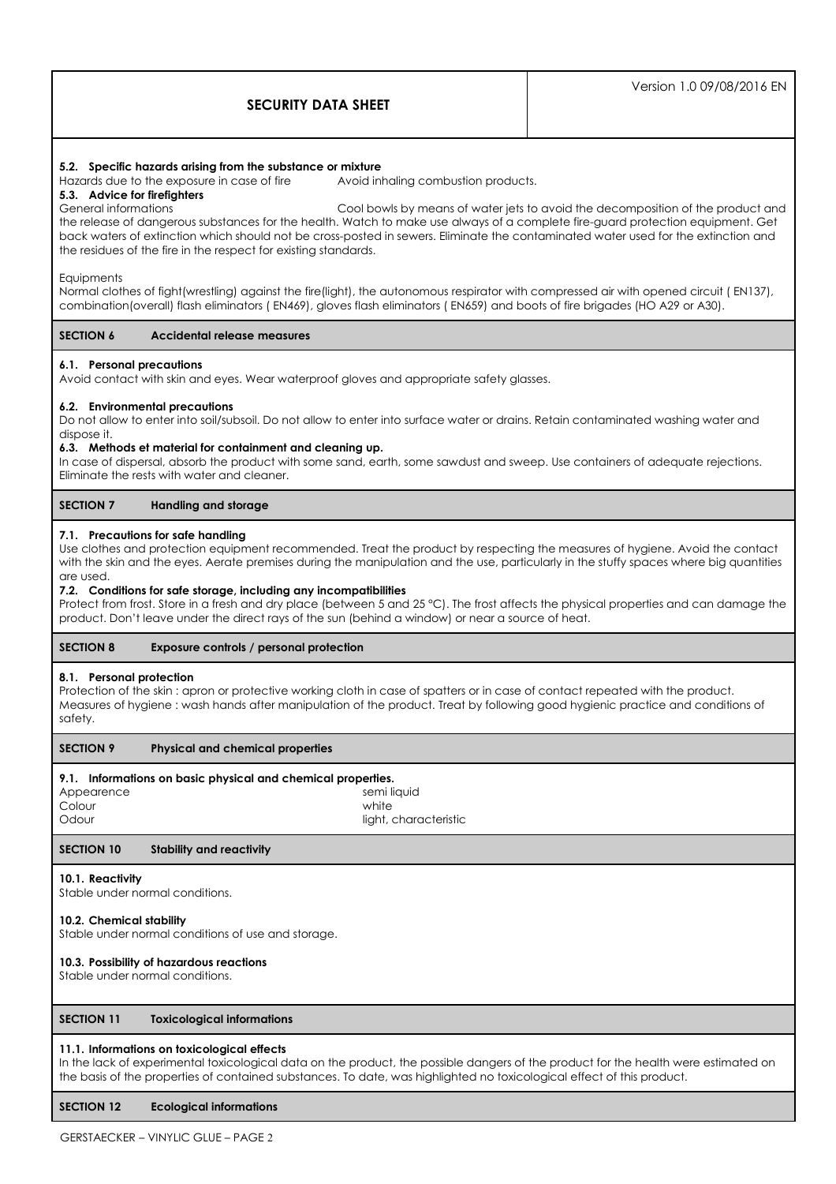### 5.2. Specific hazards arising from the substance or mixture

Hazards due to the exposure in case of fire Avoid inhaling combustion products.

### 5.3. Advice for firefighters

General informations Cool bowls by means of water jets to avoid the decomposition of the product and the release of dangerous substances for the health. Watch to make use always of a complete fire-guard protection equipment. Get back waters of extinction which should not be cross-posted in sewers. Eliminate the contaminated water used for the extinction and the residues of the fire in the respect for existing standards.

Equipments

Normal clothes of fight(wrestling) against the fire(light), the autonomous respirator with compressed air with opened circuit ( EN137), combination(overall) flash eliminators ( EN469), gloves flash eliminators ( EN659) and boots of fire brigades (HO A29 or A30).

## SECTION 6 Accidental release measures

### 6.1. Personal precautions

Avoid contact with skin and eyes. Wear waterproof gloves and appropriate safety glasses.

### 6.2. Environmental precautions

Do not allow to enter into soil/subsoil. Do not allow to enter into surface water or drains. Retain contaminated washing water and dispose it.

### 6.3. Methods et material for containment and cleaning up.

In case of dispersal, absorb the product with some sand, earth, some sawdust and sweep. Use containers of adequate rejections. Eliminate the rests with water and cleaner.

## SECTION 7 Handling and storage

### 7.1. Precautions for safe handling

Use clothes and protection equipment recommended. Treat the product by respecting the measures of hygiene. Avoid the contact with the skin and the eyes. Aerate premises during the manipulation and the use, particularly in the stuffy spaces where big quantities are used.

### 7.2. Conditions for safe storage, including any incompatibilities

Protect from frost. Store in a fresh and dry place (between 5 and 25 °C). The frost affects the physical properties and can damage the product. Don't leave under the direct rays of the sun (behind a window) or near a source of heat.

## SECTION 8 Exposure controls / personal protection

### 8.1. Personal protection

Protection of the skin : apron or protective working cloth in case of spatters or in case of contact repeated with the product.
Measures of hygiene : wash hands after manipulation of the product. Treat by following good hygienic practice and conditions of safety.

## SECTION 9 Physical and chemical properties

### 9.1. Informations on basic physical and chemical properties.

| | |
|---|---|
| Appearence | semi liquid |
| Colour | white |
| Odour | light, characteristic |

## SECTION 10 Stability and reactivity

### 10.1. Reactivity

Stable under normal conditions.

### 10.2. Chemical stability

Stable under normal conditions of use and storage.

### 10.3. Possibility of hazardous reactions

Stable under normal conditions.

## SECTION 11 Toxicological informations

### 11.1. Informations on toxicological effects

In the lack of experimental toxicological data on the product, the possible dangers of the product for the health were estimated on the basis of the properties of contained substances. To date, was highlighted no toxicological effect of this product.

## SECTION 12 Ecological informations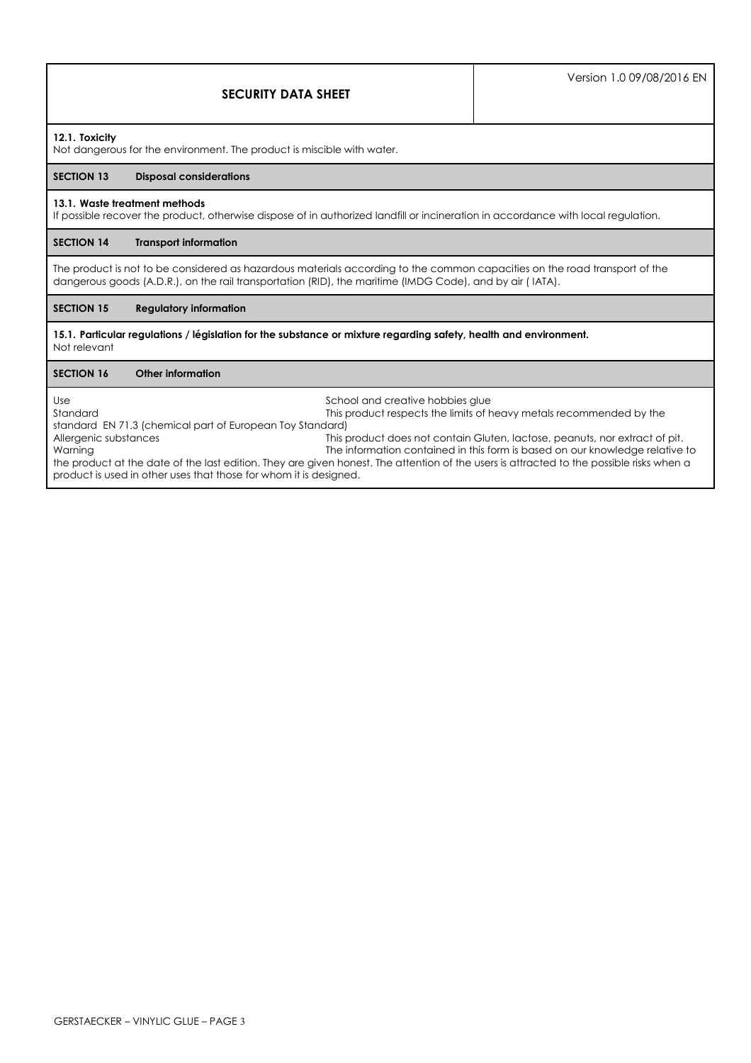**SECURITY DATA SHEET**

Version 1.0 09/08/2016 EN

**12.1. Toxicity**
Not dangerous for the environment. The product is miscible with water.

## SECTION 13 Disposal considerations

**13.1. Waste treatment methods**
If possible recover the product, otherwise dispose of in authorized landfill or incineration in accordance with local regulation.

## SECTION 14 Transport information

The product is not to be considered as hazardous materials according to the common capacities on the road transport of the dangerous goods (A.D.R.), on the rail transportation (RID), the maritime (IMDG Code), and by air ( IATA).

## SECTION 15 Regulatory information

**15.1. Particular regulations / législation for the substance or mixture regarding safety, health and environment.**
Not relevant

## SECTION 16 Other information

Use — School and creative hobbies glue

Standard — This product respects the limits of heavy metals recommended by the standard EN 71.3 (chemical part of European Toy Standard)

Allergenic substances — This product does not contain Gluten, lactose, peanuts, nor extract of pit.

Warning — The information contained in this form is based on our knowledge relative to the product at the date of the last edition. They are given honest. The attention of the users is attracted to the possible risks when a product is used in other uses that those for whom it is designed.